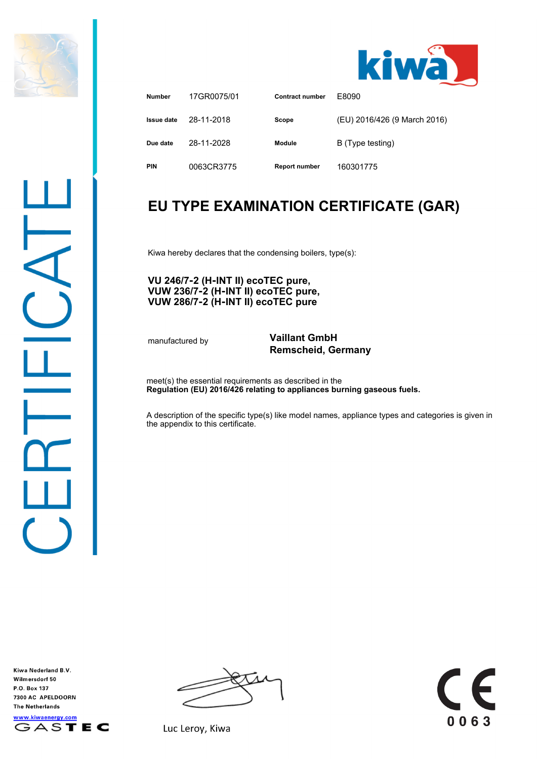| Number | 17GR0075/01 | Contract number | E8090 |
|---|---|---|---|
| Issue date | 28-11-2018 | Scope | (EU) 2016/426 (9 March 2016) |
| Due date | 28-11-2028 | Module | B (Type testing) |
| PIN | 0063CR3775 | Report number | 160301775 |

# EU TYPE EXAMINATION CERTIFICATE (GAR)

Kiwa hereby declares that the condensing boilers, type(s):

**VU 246/7-2 (H-INT II) ecoTEC pure,**
**VUW 236/7-2 (H-INT II) ecoTEC pure,**
**VUW 286/7-2 (H-INT II) ecoTEC pure**

manufactured by **Vaillant GmbH**
**Remscheid, Germany**

meet(s) the essential requirements as described in the
**Regulation (EU) 2016/426 relating to appliances burning gaseous fuels.**

A description of the specific type(s) like model names, appliance types and categories is given in the appendix to this certificate.

Luc Leroy, Kiwa

Kiwa Nederland B.V.
Wilmersdorf 50
P.O. Box 137
7300 AC APELDOORN
The Netherlands
www.kiwaenergy.com

0063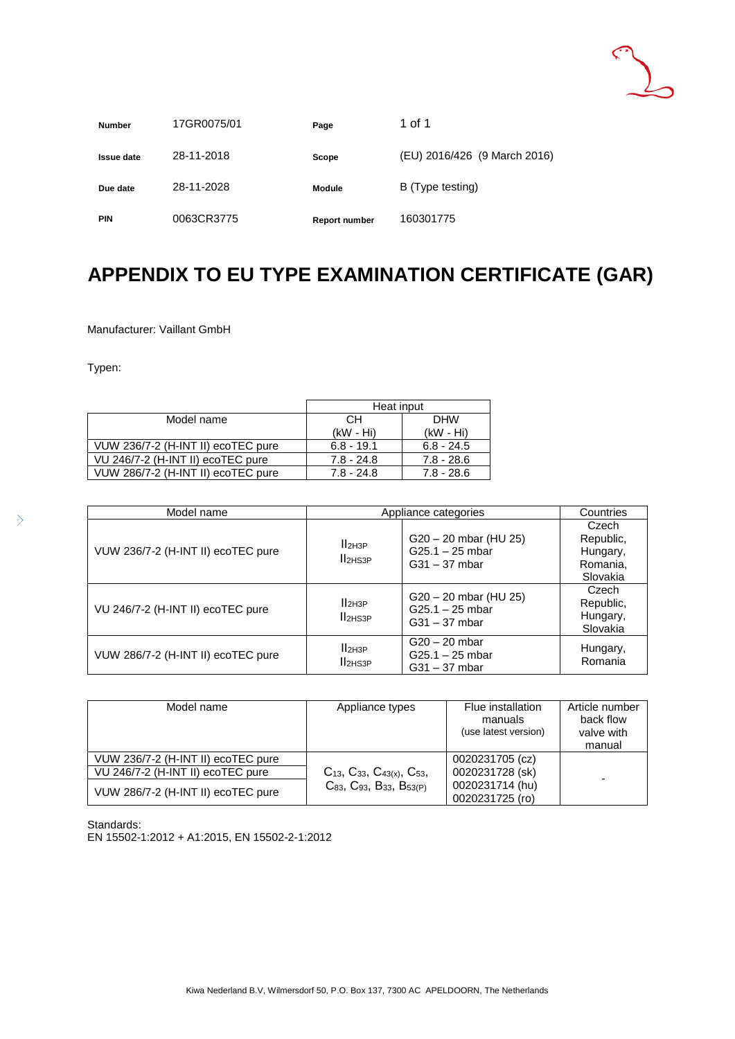| | | | |
|---|---|---|---|
| **Number** | 17GR0075/01 | **Page** | 1 of 1 |
| **Issue date** | 28-11-2018 | **Scope** | (EU) 2016/426 (9 March 2016) |
| **Due date** | 28-11-2028 | **Module** | B (Type testing) |
| **PIN** | 0063CR3775 | **Report number** | 160301775 |

# APPENDIX TO EU TYPE EXAMINATION CERTIFICATE (GAR)

Manufacturer: Vaillant GmbH

Typen:

| Model name | Heat input | |
|---|---|---|
| | CH (kW - Hi) | DHW (kW - Hi) |
| VUW 236/7-2 (H-INT II) ecoTEC pure | 6.8 - 19.1 | 6.8 - 24.5 |
| VU 246/7-2 (H-INT II) ecoTEC pure | 7.8 - 24.8 | 7.8 - 28.6 |
| VUW 286/7-2 (H-INT II) ecoTEC pure | 7.8 - 24.8 | 7.8 - 28.6 |

| Model name | Appliance categories | | Countries |
|---|---|---|---|
| VUW 236/7-2 (H-INT II) ecoTEC pure | $II_{2H3P}$<br>$II_{2HS3P}$ | G20 – 20 mbar (HU 25)<br>G25.1 – 25 mbar<br>G31 – 37 mbar | Czech Republic, Hungary, Romania, Slovakia |
| VU 246/7-2 (H-INT II) ecoTEC pure | $II_{2H3P}$<br>$II_{2HS3P}$ | G20 – 20 mbar (HU 25)<br>G25.1 – 25 mbar<br>G31 – 37 mbar | Czech Republic, Hungary, Slovakia |
| VUW 286/7-2 (H-INT II) ecoTEC pure | $II_{2H3P}$<br>$II_{2HS3P}$ | G20 – 20 mbar<br>G25.1 – 25 mbar<br>G31 – 37 mbar | Hungary, Romania |

| Model name | Appliance types | Flue installation manuals (use latest version) | Article number back flow valve with manual |
|---|---|---|---|
| VUW 236/7-2 (H-INT II) ecoTEC pure<br>VU 246/7-2 (H-INT II) ecoTEC pure<br>VUW 286/7-2 (H-INT II) ecoTEC pure | $C_{13}$, $C_{33}$, $C_{43(x)}$, $C_{53}$, $C_{83}$, $C_{93}$, $B_{33}$, $B_{53(P)}$ | 0020231705 (cz)<br>0020231728 (sk)<br>0020231714 (hu)<br>0020231725 (ro) | - |

Standards:
EN 15502-1:2012 + A1:2015, EN 15502-2-1:2012

Kiwa Nederland B.V, Wilmersdorf 50, P.O. Box 137, 7300 AC APELDOORN, The Netherlands